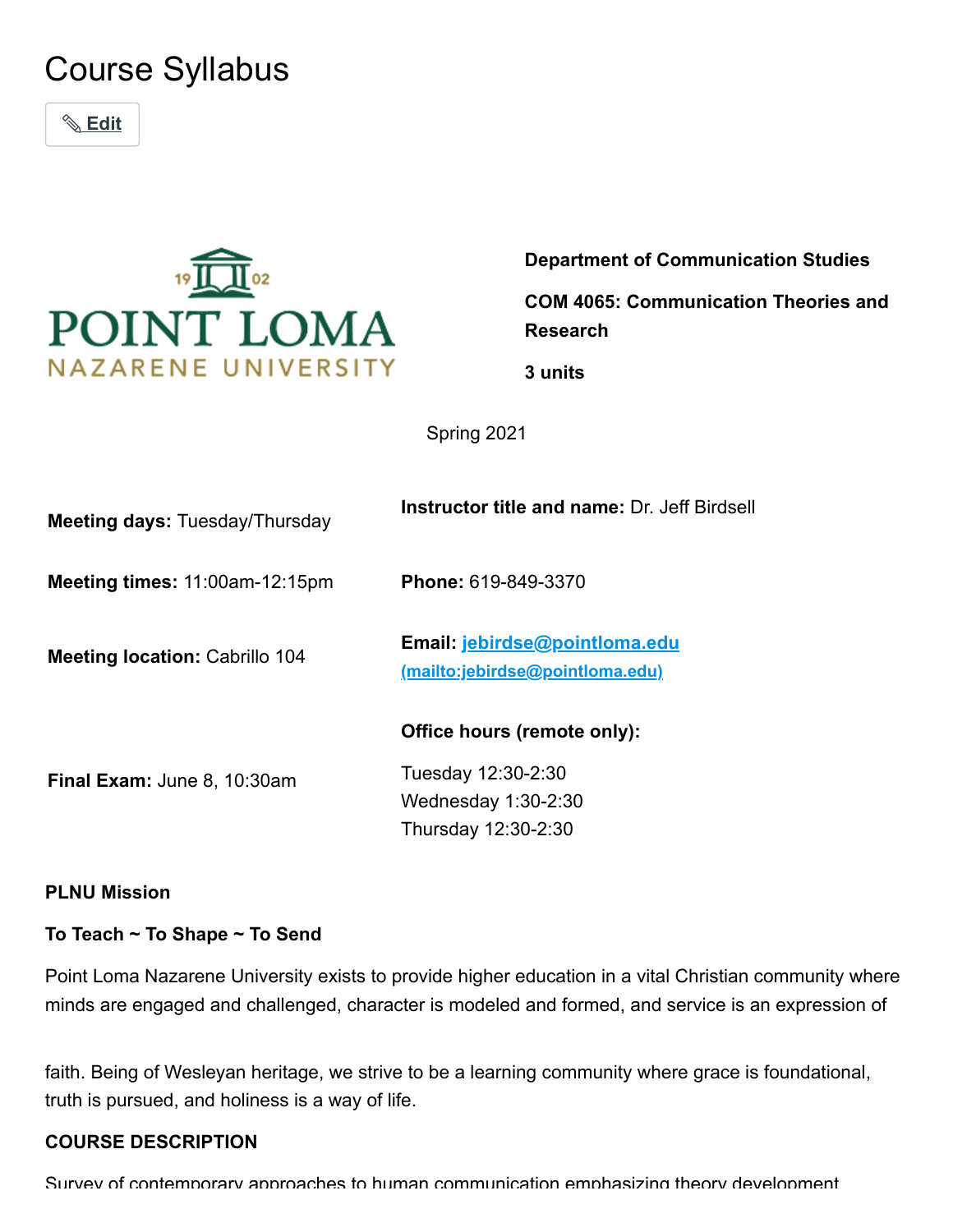# Course Syllabus

✎ Edit

**Department of Communication Studies**

**COM 4065: Communication Theories and Research**

**3 units**

Spring 2021

**Meeting days:** Tuesday/Thursday

**Meeting times:** 11:00am-12:15pm

**Meeting location:** Cabrillo 104

**Final Exam:** June 8, 10:30am

**Instructor title and name:** Dr. Jeff Birdsell

**Phone:** 619-849-3370

**Email:** jebirdse@pointloma.edu (mailto:jebirdse@pointloma.edu)

**Office hours (remote only):**

Tuesday 12:30-2:30
Wednesday 1:30-2:30
Thursday 12:30-2:30

**PLNU Mission**

**To Teach ~ To Shape ~ To Send**

Point Loma Nazarene University exists to provide higher education in a vital Christian community where minds are engaged and challenged, character is modeled and formed, and service is an expression of faith. Being of Wesleyan heritage, we strive to be a learning community where grace is foundational, truth is pursued, and holiness is a way of life.

**COURSE DESCRIPTION**

Survey of contemporary approaches to human communication emphasizing theory development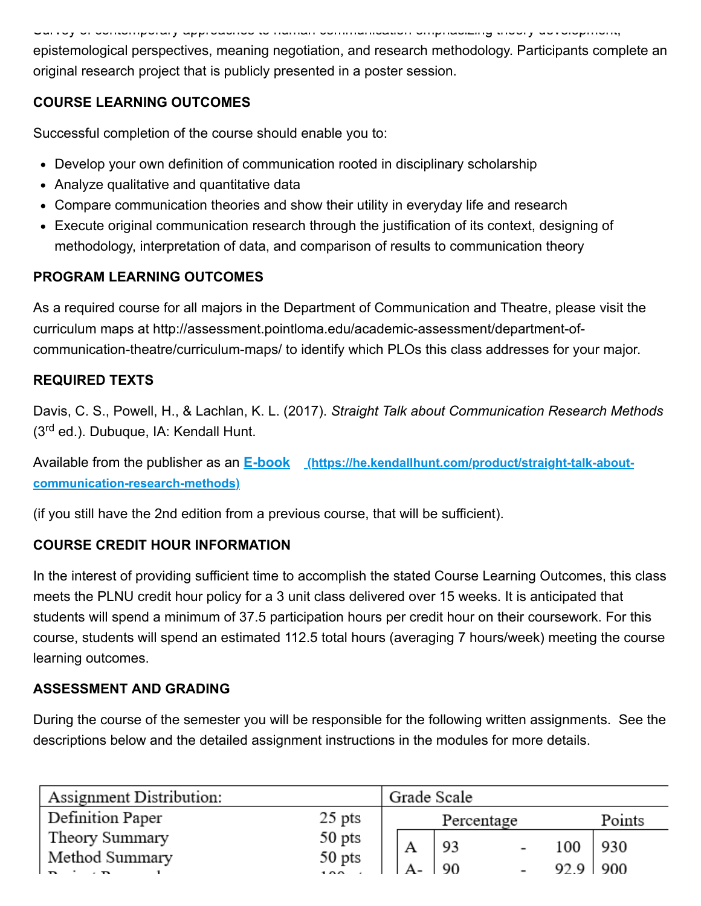Survey of contemporary approaches to human communication emphasizing theory development, epistemological perspectives, meaning negotiation, and research methodology. Participants complete an original research project that is publicly presented in a poster session.

**COURSE LEARNING OUTCOMES**

Successful completion of the course should enable you to:

- Develop your own definition of communication rooted in disciplinary scholarship
- Analyze qualitative and quantitative data
- Compare communication theories and show their utility in everyday life and research
- Execute original communication research through the justification of its context, designing of methodology, interpretation of data, and comparison of results to communication theory

**PROGRAM LEARNING OUTCOMES**

As a required course for all majors in the Department of Communication and Theatre, please visit the curriculum maps at http://assessment.pointloma.edu/academic-assessment/department-of-communication-theatre/curriculum-maps/ to identify which PLOs this class addresses for your major.

**REQUIRED TEXTS**

Davis, C. S., Powell, H., & Lachlan, K. L. (2017). *Straight Talk about Communication Research Methods* (3rd ed.). Dubuque, IA: Kendall Hunt.

Available from the publisher as an **E-book (https://he.kendallhunt.com/product/straight-talk-about-communication-research-methods)**

(if you still have the 2nd edition from a previous course, that will be sufficient).

**COURSE CREDIT HOUR INFORMATION**

In the interest of providing sufficient time to accomplish the stated Course Learning Outcomes, this class meets the PLNU credit hour policy for a 3 unit class delivered over 15 weeks. It is anticipated that students will spend a minimum of 37.5 participation hours per credit hour on their coursework. For this course, students will spend an estimated 112.5 total hours (averaging 7 hours/week) meeting the course learning outcomes.

**ASSESSMENT AND GRADING**

During the course of the semester you will be responsible for the following written assignments. See the descriptions below and the detailed assignment instructions in the modules for more details.

| Assignment Distribution: | | Grade Scale | | | |
|---|---|---|---|---|---|
| | | | Percentage | | Points |
| Definition Paper | 25 pts | A | 93 - 100 | | 930 |
| Theory Summary | 50 pts | A- | 90 - 92.9 | | 900 |
| Method Summary | 50 pts | | | | |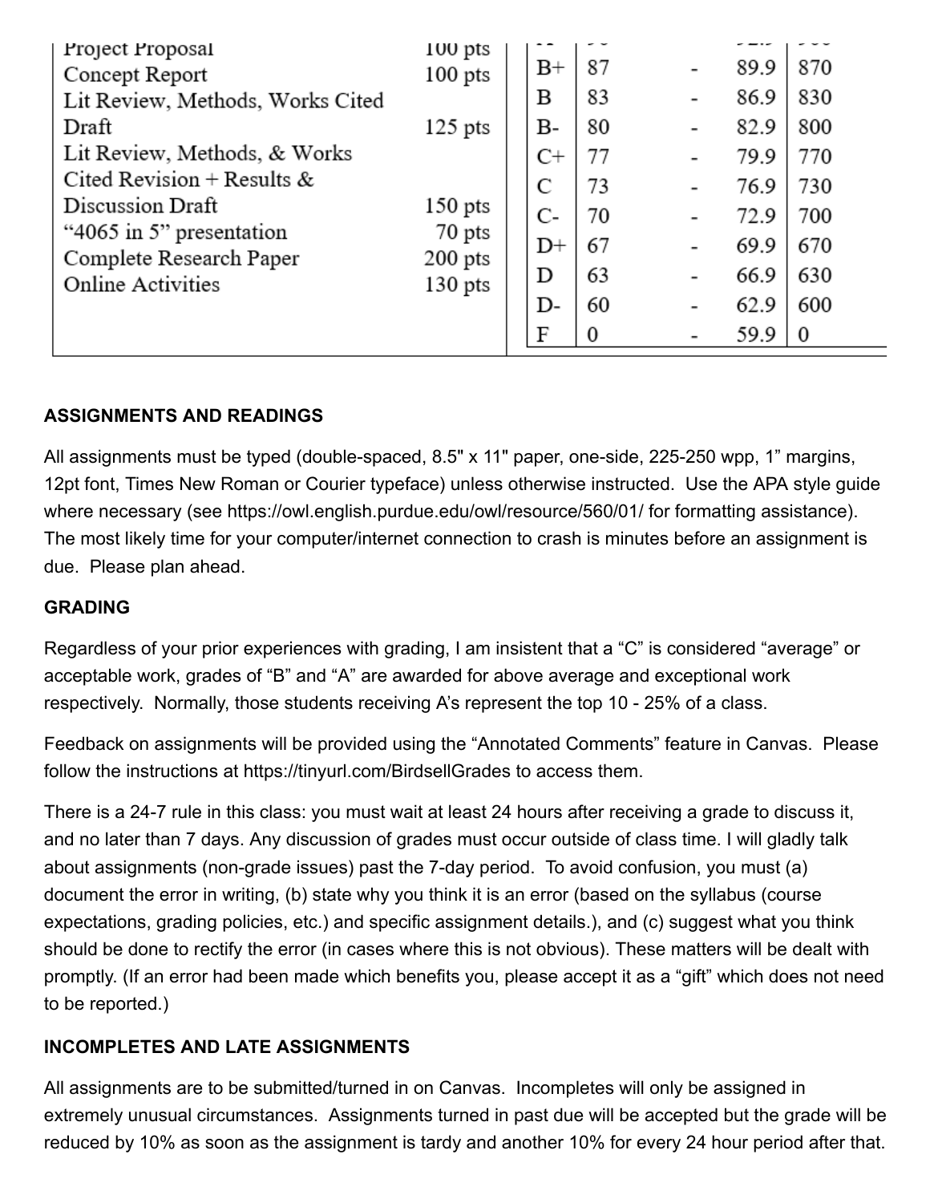| Assignment | Points |
|---|---|
| Project Proposal | 100 pts |
| Concept Report | 100 pts |
| Lit Review, Methods, Works Cited Draft | 125 pts |
| Lit Review, Methods, & Works Cited Revision + Results & Discussion Draft | 150 pts |
| "4065 in 5" presentation | 70 pts |
| Complete Research Paper | 200 pts |
| Online Activities | 130 pts |

| Grade | Low | | High | Points |
|---|---|---|---|---|
| B+ | 87 | - | 89.9 | 870 |
| B | 83 | - | 86.9 | 830 |
| B- | 80 | - | 82.9 | 800 |
| C+ | 77 | - | 79.9 | 770 |
| C | 73 | - | 76.9 | 730 |
| C- | 70 | - | 72.9 | 700 |
| D+ | 67 | - | 69.9 | 670 |
| D | 63 | - | 66.9 | 630 |
| D- | 60 | - | 62.9 | 600 |
| F | 0 | - | 59.9 | 0 |

**ASSIGNMENTS AND READINGS**

All assignments must be typed (double-spaced, 8.5" x 11" paper, one-side, 225-250 wpp, 1" margins, 12pt font, Times New Roman or Courier typeface) unless otherwise instructed. Use the APA style guide where necessary (see https://owl.english.purdue.edu/owl/resource/560/01/ for formatting assistance). The most likely time for your computer/internet connection to crash is minutes before an assignment is due. Please plan ahead.

**GRADING**

Regardless of your prior experiences with grading, I am insistent that a "C" is considered "average" or acceptable work, grades of "B" and "A" are awarded for above average and exceptional work respectively. Normally, those students receiving A's represent the top 10 - 25% of a class.

Feedback on assignments will be provided using the "Annotated Comments" feature in Canvas. Please follow the instructions at https://tinyurl.com/BirdsellGrades to access them.

There is a 24-7 rule in this class: you must wait at least 24 hours after receiving a grade to discuss it, and no later than 7 days. Any discussion of grades must occur outside of class time. I will gladly talk about assignments (non-grade issues) past the 7-day period. To avoid confusion, you must (a) document the error in writing, (b) state why you think it is an error (based on the syllabus (course expectations, grading policies, etc.) and specific assignment details.), and (c) suggest what you think should be done to rectify the error (in cases where this is not obvious). These matters will be dealt with promptly. (If an error had been made which benefits you, please accept it as a "gift" which does not need to be reported.)

**INCOMPLETES AND LATE ASSIGNMENTS**

All assignments are to be submitted/turned in on Canvas. Incompletes will only be assigned in extremely unusual circumstances. Assignments turned in past due will be accepted but the grade will be reduced by 10% as soon as the assignment is tardy and another 10% for every 24 hour period after that.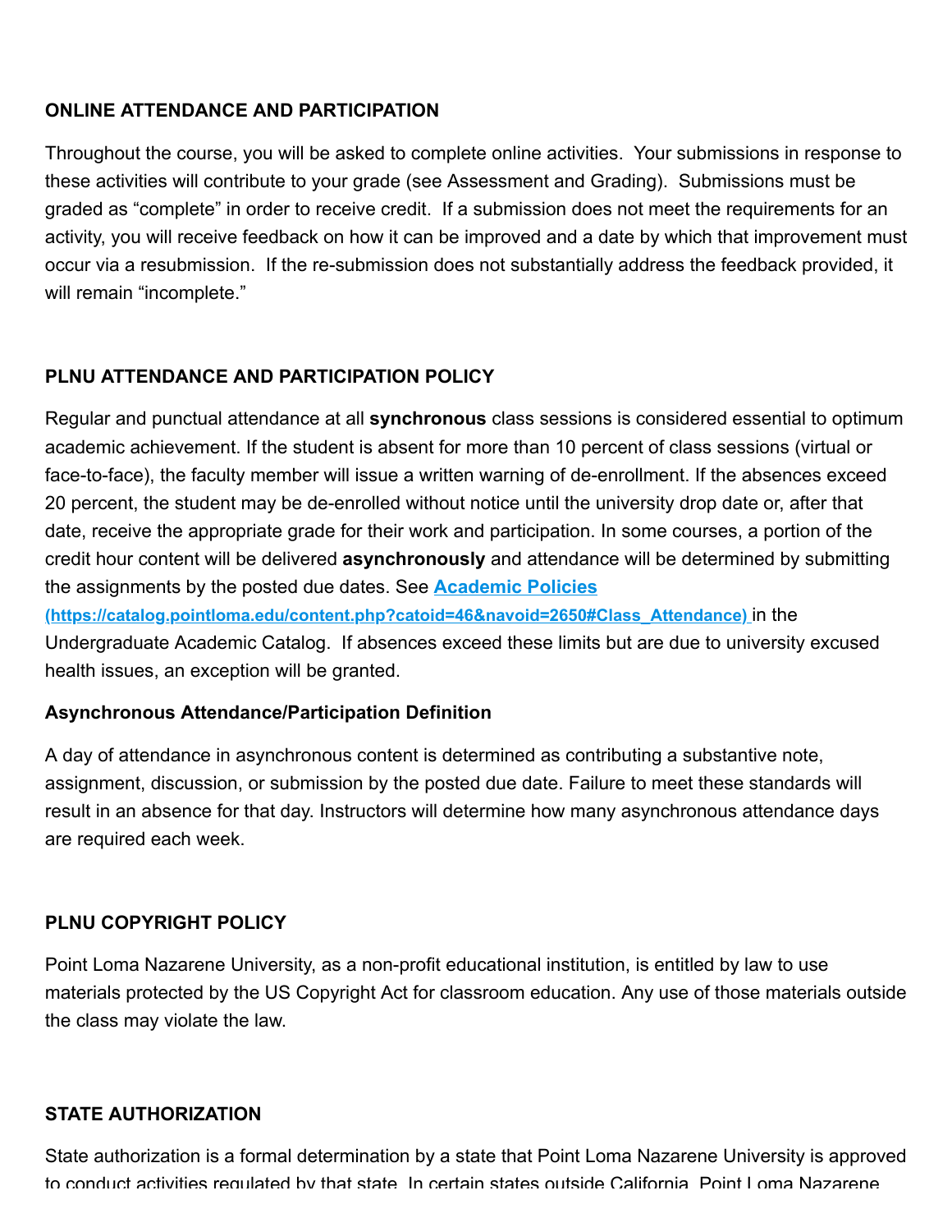**ONLINE ATTENDANCE AND PARTICIPATION**

Throughout the course, you will be asked to complete online activities. Your submissions in response to these activities will contribute to your grade (see Assessment and Grading). Submissions must be graded as "complete" in order to receive credit. If a submission does not meet the requirements for an activity, you will receive feedback on how it can be improved and a date by which that improvement must occur via a resubmission. If the re-submission does not substantially address the feedback provided, it will remain "incomplete."

**PLNU ATTENDANCE AND PARTICIPATION POLICY**

Regular and punctual attendance at all **synchronous** class sessions is considered essential to optimum academic achievement. If the student is absent for more than 10 percent of class sessions (virtual or face-to-face), the faculty member will issue a written warning of de-enrollment. If the absences exceed 20 percent, the student may be de-enrolled without notice until the university drop date or, after that date, receive the appropriate grade for their work and participation. In some courses, a portion of the credit hour content will be delivered **asynchronously** and attendance will be determined by submitting the assignments by the posted due dates. See [Academic Policies (https://catalog.pointloma.edu/content.php?catoid=46&navoid=2650#Class_Attendance)](https://catalog.pointloma.edu/content.php?catoid=46&navoid=2650#Class_Attendance) in the Undergraduate Academic Catalog. If absences exceed these limits but are due to university excused health issues, an exception will be granted.

**Asynchronous Attendance/Participation Definition**

A day of attendance in asynchronous content is determined as contributing a substantive note, assignment, discussion, or submission by the posted due date. Failure to meet these standards will result in an absence for that day. Instructors will determine how many asynchronous attendance days are required each week.

**PLNU COPYRIGHT POLICY**

Point Loma Nazarene University, as a non-profit educational institution, is entitled by law to use materials protected by the US Copyright Act for classroom education. Any use of those materials outside the class may violate the law.

**STATE AUTHORIZATION**

State authorization is a formal determination by a state that Point Loma Nazarene University is approved to conduct activities regulated by that state. In certain states outside California, Point Loma Nazarene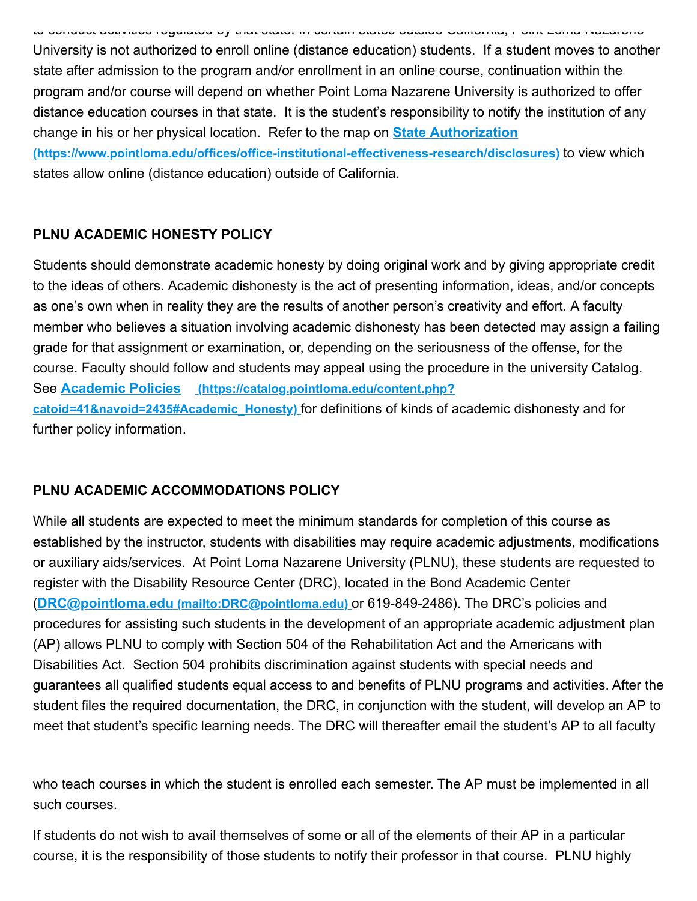to conduct activities regulated by that state. In certain states outside California, Point Loma Nazarene University is not authorized to enroll online (distance education) students. If a student moves to another state after admission to the program and/or enrollment in an online course, continuation within the program and/or course will depend on whether Point Loma Nazarene University is authorized to offer distance education courses in that state. It is the student's responsibility to notify the institution of any change in his or her physical location. Refer to the map on **State Authorization (https://www.pointloma.edu/offices/office-institutional-effectiveness-research/disclosures)** to view which states allow online (distance education) outside of California.

**PLNU ACADEMIC HONESTY POLICY**

Students should demonstrate academic honesty by doing original work and by giving appropriate credit to the ideas of others. Academic dishonesty is the act of presenting information, ideas, and/or concepts as one's own when in reality they are the results of another person's creativity and effort. A faculty member who believes a situation involving academic dishonesty has been detected may assign a failing grade for that assignment or examination, or, depending on the seriousness of the offense, for the course. Faculty should follow and students may appeal using the procedure in the university Catalog. See **Academic Policies (https://catalog.pointloma.edu/content.php?catoid=41&navoid=2435#Academic_Honesty)** for definitions of kinds of academic dishonesty and for further policy information.

**PLNU ACADEMIC ACCOMMODATIONS POLICY**

While all students are expected to meet the minimum standards for completion of this course as established by the instructor, students with disabilities may require academic adjustments, modifications or auxiliary aids/services. At Point Loma Nazarene University (PLNU), these students are requested to register with the Disability Resource Center (DRC), located in the Bond Academic Center (**DRC@pointloma.edu (mailto:DRC@pointloma.edu)** or 619-849-2486). The DRC's policies and procedures for assisting such students in the development of an appropriate academic adjustment plan (AP) allows PLNU to comply with Section 504 of the Rehabilitation Act and the Americans with Disabilities Act. Section 504 prohibits discrimination against students with special needs and guarantees all qualified students equal access to and benefits of PLNU programs and activities. After the student files the required documentation, the DRC, in conjunction with the student, will develop an AP to meet that student's specific learning needs. The DRC will thereafter email the student's AP to all faculty who teach courses in which the student is enrolled each semester. The AP must be implemented in all such courses.

If students do not wish to avail themselves of some or all of the elements of their AP in a particular course, it is the responsibility of those students to notify their professor in that course. PLNU highly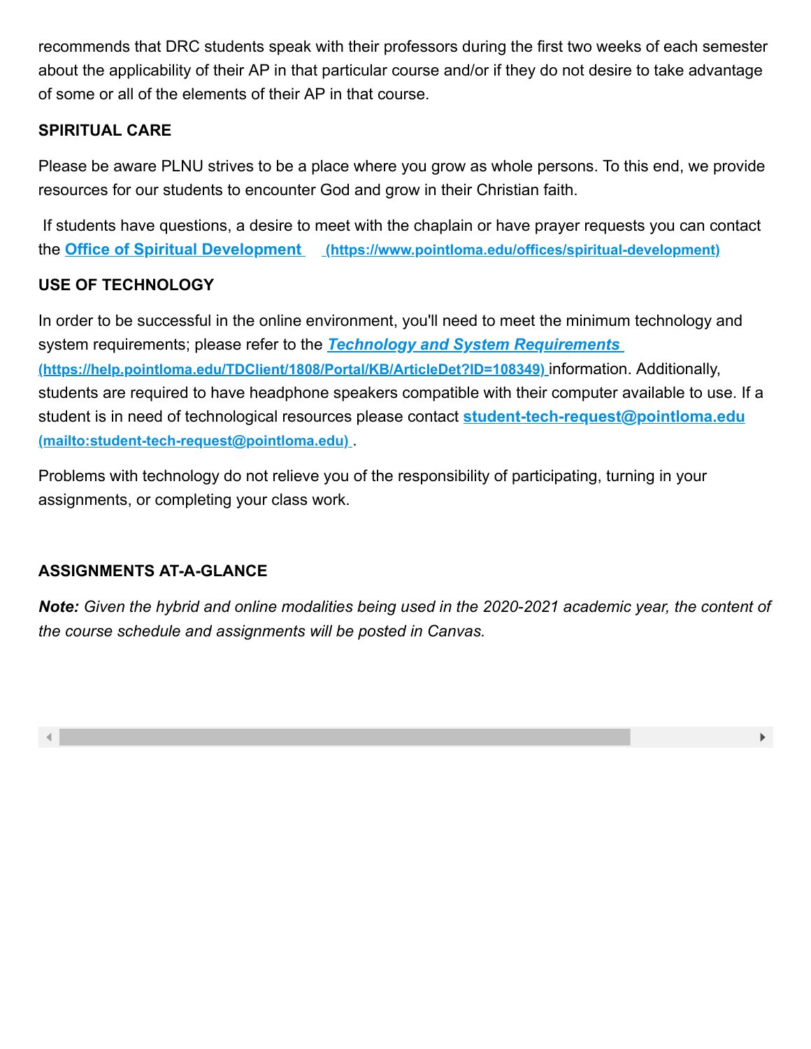recommends that DRC students speak with their professors during the first two weeks of each semester about the applicability of their AP in that particular course and/or if they do not desire to take advantage of some or all of the elements of their AP in that course.

**SPIRITUAL CARE**

Please be aware PLNU strives to be a place where you grow as whole persons. To this end, we provide resources for our students to encounter God and grow in their Christian faith.

If students have questions, a desire to meet with the chaplain or have prayer requests you can contact the **Office of Spiritual Development** (https://www.pointloma.edu/offices/spiritual-development)

**USE OF TECHNOLOGY**

In order to be successful in the online environment, you'll need to meet the minimum technology and system requirements; please refer to the ***Technology and System Requirements*** (https://help.pointloma.edu/TDClient/1808/Portal/KB/ArticleDet?ID=108349) information. Additionally, students are required to have headphone speakers compatible with their computer available to use. If a student is in need of technological resources please contact **student-tech-request@pointloma.edu** (mailto:student-tech-request@pointloma.edu) .

Problems with technology do not relieve you of the responsibility of participating, turning in your assignments, or completing your class work.

**ASSIGNMENTS AT-A-GLANCE**

***Note:*** *Given the hybrid and online modalities being used in the 2020-2021 academic year, the content of the course schedule and assignments will be posted in Canvas.*